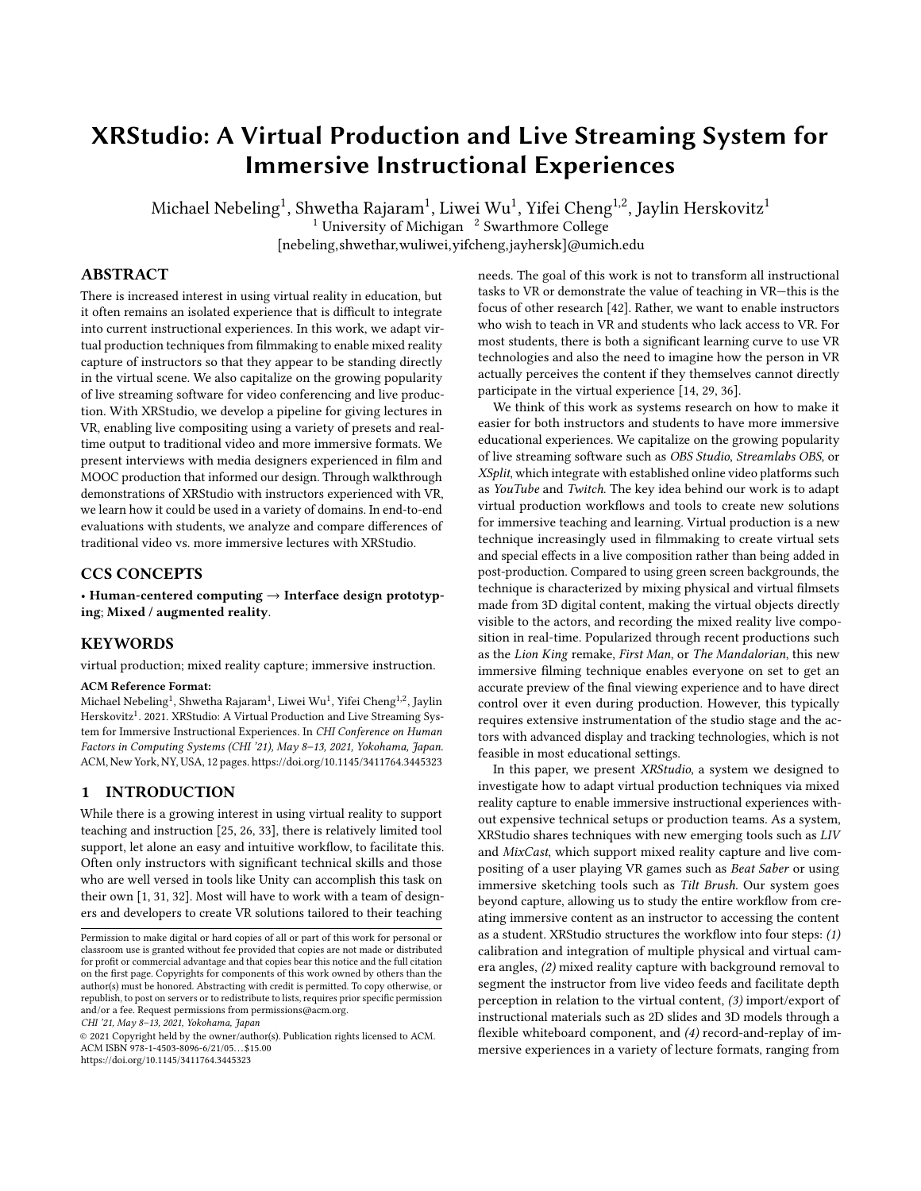# XRStudio: A Virtual Production and Live Streaming System for Immersive Instructional Experiences

Michael Nebeling[1], Shwetha Rajaram[1], Liwei Wu[1], Yifei Cheng[1,2], Jaylin Herskovitz[1]

[1] University of Michigan [2] Swarthmore College

[nebeling,shwethar,wuliwei,yifcheng,jayhersk]@umich.edu

## ABSTRACT

There is increased interest in using virtual reality in education, but it often remains an isolated experience that is difficult to integrate into current instructional experiences. In this work, we adapt virtual production techniques from filmmaking to enable mixed reality capture of instructors so that they appear to be standing directly in the virtual scene. We also capitalize on the growing popularity of live streaming software for video conferencing and live production. With XRStudio, we develop a pipeline for giving lectures in VR, enabling live compositing using a variety of presets and real-time output to traditional video and more immersive formats. We present interviews with media designers experienced in film and MOOC production that informed our design. Through walkthrough demonstrations of XRStudio with instructors experienced with VR, we learn how it could be used in a variety of domains. In end-to-end evaluations with students, we analyze and compare differences of traditional video vs. more immersive lectures with XRStudio.

## CCS CONCEPTS

• **Human-centered computing** → **Interface design prototyping**; **Mixed / augmented reality**.

## KEYWORDS

virtual production; mixed reality capture; immersive instruction.

**ACM Reference Format:**

Michael Nebeling[1], Shwetha Rajaram[1], Liwei Wu[1], Yifei Cheng[1,2], Jaylin Herskovitz[1]. 2021. XRStudio: A Virtual Production and Live Streaming System for Immersive Instructional Experiences. In *CHI Conference on Human Factors in Computing Systems (CHI '21), May 8–13, 2021, Yokohama, Japan.* ACM, New York, NY, USA, 12 pages. https://doi.org/10.1145/3411764.3445323

## 1 INTRODUCTION

While there is a growing interest in using virtual reality to support teaching and instruction [25, 26, 33], there is relatively limited tool support, let alone an easy and intuitive workflow, to facilitate this. Often only instructors with significant technical skills and those who are well versed in tools like Unity can accomplish this task on their own [1, 31, 32]. Most will have to work with a team of designers and developers to create VR solutions tailored to their teaching needs. The goal of this work is not to transform all instructional tasks to VR or demonstrate the value of teaching in VR—this is the focus of other research [42]. Rather, we want to enable instructors who wish to teach in VR and students who lack access to VR. For most students, there is both a significant learning curve to use VR technologies and also the need to imagine how the person in VR actually perceives the content if they themselves cannot directly participate in the virtual experience [14, 29, 36].

We think of this work as systems research on how to make it easier for both instructors and students to have more immersive educational experiences. We capitalize on the growing popularity of live streaming software such as *OBS Studio*, *Streamlabs OBS*, or *XSplit*, which integrate with established online video platforms such as *YouTube* and *Twitch*. The key idea behind our work is to adapt virtual production workflows and tools to create new solutions for immersive teaching and learning. Virtual production is a new technique increasingly used in filmmaking to create virtual sets and special effects in a live composition rather than being added in post-production. Compared to using green screen backgrounds, the technique is characterized by mixing physical and virtual filmsets made from 3D digital content, making the virtual objects directly visible to the actors, and recording the mixed reality live composition in real-time. Popularized through recent productions such as the *Lion King* remake, *First Man*, or *The Mandalorian*, this new immersive filming technique enables everyone on set to get an accurate preview of the final viewing experience and to have direct control over it even during production. However, this typically requires extensive instrumentation of the studio stage and the actors with advanced display and tracking technologies, which is not feasible in most educational settings.

In this paper, we present *XRStudio*, a system we designed to investigate how to adapt virtual production techniques via mixed reality capture to enable immersive instructional experiences without expensive technical setups or production teams. As a system, XRStudio shares techniques with new emerging tools such as *LIV* and *MixCast*, which support mixed reality capture and live compositing of a user playing VR games such as *Beat Saber* or using immersive sketching tools such as *Tilt Brush*. Our system goes beyond capture, allowing us to study the entire workflow from creating immersive content as an instructor to accessing the content as a student. XRStudio structures the workflow into four steps: *(1)* calibration and integration of multiple physical and virtual camera angles, *(2)* mixed reality capture with background removal to segment the instructor from live video feeds and facilitate depth perception in relation to the virtual content, *(3)* import/export of instructional materials such as 2D slides and 3D models through a flexible whiteboard component, and *(4)* record-and-replay of immersive experiences in a variety of lecture formats, ranging from

Permission to make digital or hard copies of all or part of this work for personal or classroom use is granted without fee provided that copies are not made or distributed for profit or commercial advantage and that copies bear this notice and the full citation on the first page. Copyrights for components of this work owned by others than the author(s) must be honored. Abstracting with credit is permitted. To copy otherwise, or republish, to post on servers or to redistribute to lists, requires prior specific permission and/or a fee. Request permissions from permissions@acm.org.

*CHI '21, May 8–13, 2021, Yokohama, Japan*

© 2021 Copyright held by the owner/author(s). Publication rights licensed to ACM.
ACM ISBN 978-1-4503-8096-6/21/05...$15.00
https://doi.org/10.1145/3411764.3445323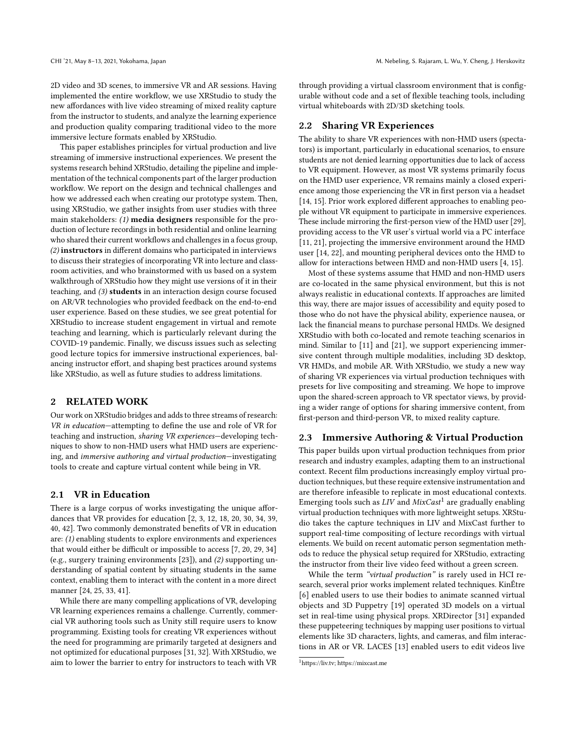2D video and 3D scenes, to immersive VR and AR sessions. Having implemented the entire workflow, we use XRStudio to study the new affordances with live video streaming of mixed reality capture from the instructor to students, and analyze the learning experience and production quality comparing traditional video to the more immersive lecture formats enabled by XRStudio.

This paper establishes principles for virtual production and live streaming of immersive instructional experiences. We present the systems research behind XRStudio, detailing the pipeline and implementation of the technical components part of the larger production workflow. We report on the design and technical challenges and how we addressed each when creating our prototype system. Then, using XRStudio, we gather insights from user studies with three main stakeholders: *(1)* **media designers** responsible for the production of lecture recordings in both residential and online learning who shared their current workflows and challenges in a focus group, *(2)* **instructors** in different domains who participated in interviews to discuss their strategies of incorporating VR into lecture and classroom activities, and who brainstormed with us based on a system walkthrough of XRStudio how they might use versions of it in their teaching, and *(3)* **students** in an interaction design course focused on AR/VR technologies who provided feedback on the end-to-end user experience. Based on these studies, we see great potential for XRStudio to increase student engagement in virtual and remote teaching and learning, which is particularly relevant during the COVID-19 pandemic. Finally, we discuss issues such as selecting good lecture topics for immersive instructional experiences, balancing instructor effort, and shaping best practices around systems like XRStudio, as well as future studies to address limitations.

## 2 RELATED WORK

Our work on XRStudio bridges and adds to three streams of research: *VR in education*—attempting to define the use and role of VR for teaching and instruction, *sharing VR experiences*—developing techniques to show to non-HMD users what HMD users are experiencing, and *immersive authoring and virtual production*—investigating tools to create and capture virtual content while being in VR.

### 2.1 VR in Education

There is a large corpus of works investigating the unique affordances that VR provides for education [2, 3, 12, 18, 20, 30, 34, 39, 40, 42]. Two commonly demonstrated benefits of VR in education are: *(1)* enabling students to explore environments and experiences that would either be difficult or impossible to access [7, 20, 29, 34] (e.g., surgery training environments [23]), and *(2)* supporting understanding of spatial content by situating students in the same context, enabling them to interact with the content in a more direct manner [24, 25, 33, 41].

While there are many compelling applications of VR, developing VR learning experiences remains a challenge. Currently, commercial VR authoring tools such as Unity still require users to know programming. Existing tools for creating VR experiences without the need for programming are primarily targeted at designers and not optimized for educational purposes [31, 32]. With XRStudio, we aim to lower the barrier to entry for instructors to teach with VR through providing a virtual classroom environment that is configurable without code and a set of flexible teaching tools, including virtual whiteboards with 2D/3D sketching tools.

### 2.2 Sharing VR Experiences

The ability to share VR experiences with non-HMD users (spectators) is important, particularly in educational scenarios, to ensure students are not denied learning opportunities due to lack of access to VR equipment. However, as most VR systems primarily focus on the HMD user experience, VR remains mainly a closed experience among those experiencing the VR in first person via a headset [14, 15]. Prior work explored different approaches to enabling people without VR equipment to participate in immersive experiences. These include mirroring the first-person view of the HMD user [29], providing access to the VR user's virtual world via a PC interface [11, 21], projecting the immersive environment around the HMD user [14, 22], and mounting peripheral devices onto the HMD to allow for interactions between HMD and non-HMD users [4, 15].

Most of these systems assume that HMD and non-HMD users are co-located in the same physical environment, but this is not always realistic in educational contexts. If approaches are limited this way, there are major issues of accessibility and equity posed to those who do not have the physical ability, experience nausea, or lack the financial means to purchase personal HMDs. We designed XRStudio with both co-located and remote teaching scenarios in mind. Similar to [11] and [21], we support experiencing immersive content through multiple modalities, including 3D desktop, VR HMDs, and mobile AR. With XRStudio, we study a new way of sharing VR experiences via virtual production techniques with presets for live compositing and streaming. We hope to improve upon the shared-screen approach to VR spectator views, by providing a wider range of options for sharing immersive content, from first-person and third-person VR, to mixed reality capture.

### 2.3 Immersive Authoring & Virtual Production

This paper builds upon virtual production techniques from prior research and industry examples, adapting them to an instructional context. Recent film productions increasingly employ virtual production techniques, but these require extensive instrumentation and are therefore infeasible to replicate in most educational contexts. Emerging tools such as *LIV* and *MixCast*[1] are gradually enabling virtual production techniques with more lightweight setups. XRStudio takes the capture techniques in LIV and MixCast further to support real-time compositing of lecture recordings with virtual elements. We build on recent automatic person segmentation methods to reduce the physical setup required for XRStudio, extracting the instructor from their live video feed without a green screen.

While the term *"virtual production"* is rarely used in HCI research, several prior works implement related techniques. KinÊtre [6] enabled users to use their bodies to animate scanned virtual objects and 3D Puppetry [19] operated 3D models on a virtual set in real-time using physical props. XRDirector [31] expanded these puppeteering techniques by mapping user positions to virtual elements like 3D characters, lights, and cameras, and film interactions in AR or VR. LACES [13] enabled users to edit videos live

[1] https://liv.tv; https://mixcast.me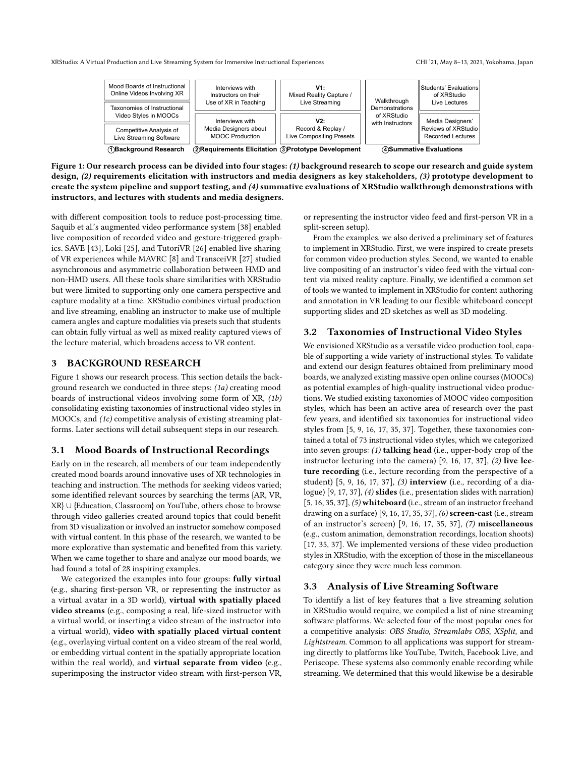| ①Background Research | ②Requirements Elicitation | ③Prototype Development | ④Summative Evaluations | |
|---|---|---|---|---|
| Mood Boards of Instructional Online Videos Involving XR | Interviews with Instructors on their Use of XR in Teaching | V1: Mixed Reality Capture / Live Streaming | Walkthrough Demonstrations of XRStudio with Instructors | Students' Evaluations of XRStudio Live Lectures |
| Taxonomies of Instructional Video Styles in MOOCs | | | | |
| Competitive Analysis of Live Streaming Software | Interviews with Media Designers about MOOC Production | V2: Record & Replay / Live Compositing Presets | | Media Designers' Reviews of XRStudio Recorded Lectures |

**Figure 1: Our research process can be divided into four stages: *(1)* background research to scope our research and guide system design, *(2)* requirements elicitation with instructors and media designers as key stakeholders, *(3)* prototype development to create the system pipeline and support testing, and *(4)* summative evaluations of XRStudio walkthrough demonstrations with instructors, and lectures with students and media designers.**

with different composition tools to reduce post-processing time. Saquib et al.'s augmented video performance system [38] enabled live composition of recorded video and gesture-triggered graphics. SAVE [43], Loki [25], and TutoriVR [26] enabled live sharing of VR experiences while MAVRC [8] and TransceiVR [27] studied asynchronous and asymmetric collaboration between HMD and non-HMD users. All these tools share similarities with XRStudio but were limited to supporting only one camera perspective and capture modality at a time. XRStudio combines virtual production and live streaming, enabling an instructor to make use of multiple camera angles and capture modalities via presets such that students can obtain fully virtual as well as mixed reality captured views of the lecture material, which broadens access to VR content.

## 3 BACKGROUND RESEARCH

Figure 1 shows our research process. This section details the background research we conducted in three steps: *(1a)* creating mood boards of instructional videos involving some form of XR, *(1b)* consolidating existing taxonomies of instructional video styles in MOOCs, and *(1c)* competitive analysis of existing streaming platforms. Later sections will detail subsequent steps in our research.

### 3.1 Mood Boards of Instructional Recordings

Early on in the research, all members of our team independently created mood boards around innovative uses of XR technologies in teaching and instruction. The methods for seeking videos varied; some identified relevant sources by searching the terms {AR, VR, XR} ∪ {Education, Classroom} on YouTube, others chose to browse through video galleries created around topics that could benefit from 3D visualization or involved an instructor somehow composed with virtual content. In this phase of the research, we wanted to be more explorative than systematic and benefited from this variety. When we came together to share and analyze our mood boards, we had found a total of 28 inspiring examples.

We categorized the examples into four groups: **fully virtual** (e.g., sharing first-person VR, or representing the instructor as a virtual avatar in a 3D world), **virtual with spatially placed video streams** (e.g., composing a real, life-sized instructor with a virtual world, or inserting a video stream of the instructor into a virtual world), **video with spatially placed virtual content** (e.g., overlaying virtual content on a video stream of the real world, or embedding virtual content in the spatially appropriate location within the real world), and **virtual separate from video** (e.g., superimposing the instructor video stream with first-person VR, or representing the instructor video feed and first-person VR in a split-screen setup).

From the examples, we also derived a preliminary set of features to implement in XRStudio. First, we were inspired to create presets for common video production styles. Second, we wanted to enable live compositing of an instructor's video feed with the virtual content via mixed reality capture. Finally, we identified a common set of tools we wanted to implement in XRStudio for content authoring and annotation in VR leading to our flexible whiteboard concept supporting slides and 2D sketches as well as 3D modeling.

### 3.2 Taxonomies of Instructional Video Styles

We envisioned XRStudio as a versatile video production tool, capable of supporting a wide variety of instructional styles. To validate and extend our design features obtained from preliminary mood boards, we analyzed existing massive open online courses (MOOCs) as potential examples of high-quality instructional video productions. We studied existing taxonomies of MOOC video composition styles, which has been an active area of research over the past few years, and identified six taxonomies for instructional video styles from [5, 9, 16, 17, 35, 37]. Together, these taxonomies contained a total of 73 instructional video styles, which we categorized into seven groups: *(1)* **talking head** (i.e., upper-body crop of the instructor lecturing into the camera) [9, 16, 17, 37], *(2)* **live lecture recording** (i.e., lecture recording from the perspective of a student) [5, 9, 16, 17, 37], *(3)* **interview** (i.e., recording of a dialogue) [9, 17, 37], *(4)* **slides** (i.e., presentation slides with narration) [5, 16, 35, 37], *(5)* **whiteboard** (i.e., stream of an instructor freehand drawing on a surface) [9, 16, 17, 35, 37], *(6)* **screen-cast** (i.e., stream of an instructor's screen) [9, 16, 17, 35, 37], *(7)* **miscellaneous** (e.g., custom animation, demonstration recordings, location shoots) [17, 35, 37]. We implemented versions of these video production styles in XRStudio, with the exception of those in the miscellaneous category since they were much less common.

### 3.3 Analysis of Live Streaming Software

To identify a list of key features that a live streaming solution in XRStudio would require, we compiled a list of nine streaming software platforms. We selected four of the most popular ones for a competitive analysis: *OBS Studio*, *Streamlabs OBS*, *XSplit*, and *Lightstream*. Common to all applications was support for streaming directly to platforms like YouTube, Twitch, Facebook Live, and Periscope. These systems also commonly enable recording while streaming. We determined that this would likewise be a desirable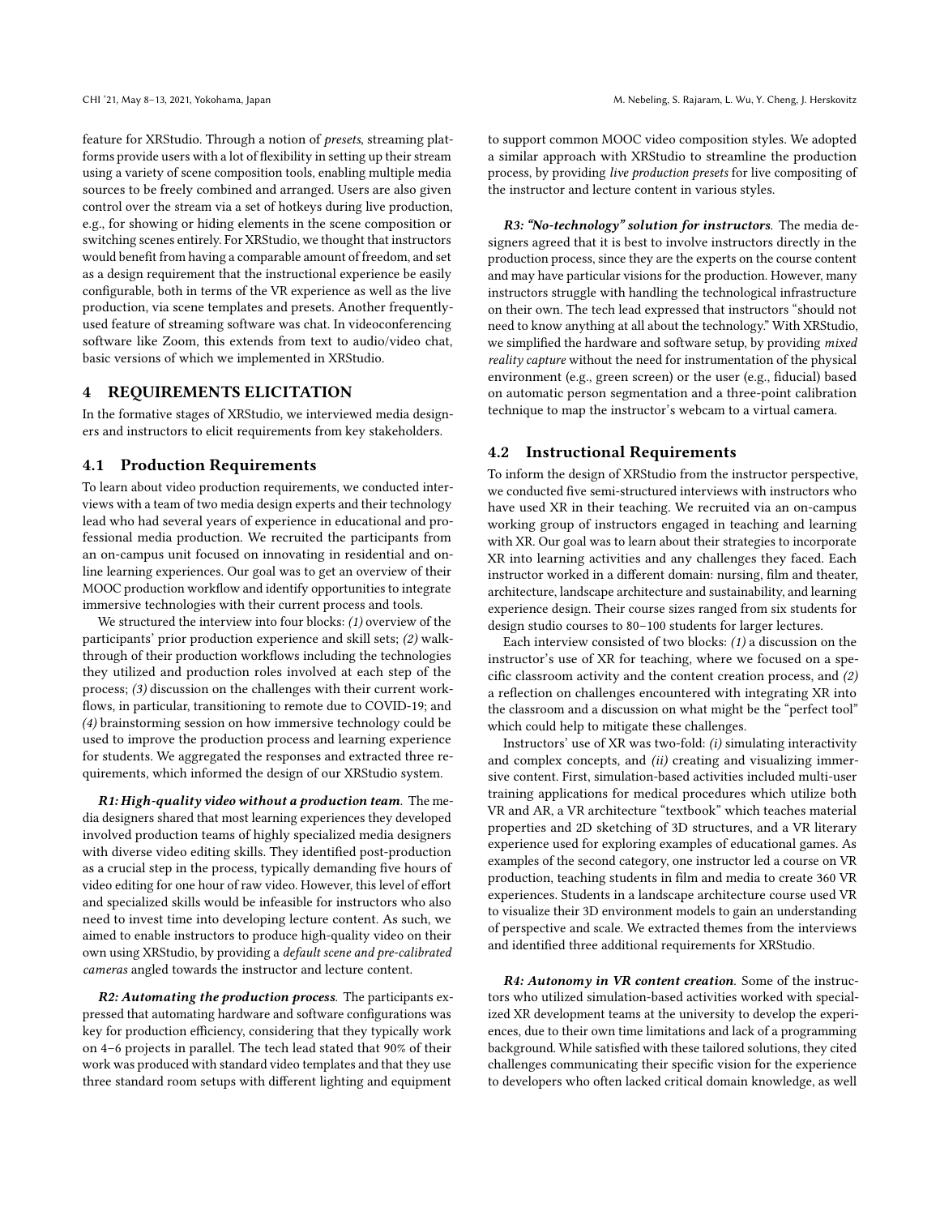feature for XRStudio. Through a notion of *presets*, streaming platforms provide users with a lot of flexibility in setting up their stream using a variety of scene composition tools, enabling multiple media sources to be freely combined and arranged. Users are also given control over the stream via a set of hotkeys during live production, e.g., for showing or hiding elements in the scene composition or switching scenes entirely. For XRStudio, we thought that instructors would benefit from having a comparable amount of freedom, and set as a design requirement that the instructional experience be easily configurable, both in terms of the VR experience as well as the live production, via scene templates and presets. Another frequently-used feature of streaming software was chat. In videoconferencing software like Zoom, this extends from text to audio/video chat, basic versions of which we implemented in XRStudio.

## 4 REQUIREMENTS ELICITATION

In the formative stages of XRStudio, we interviewed media designers and instructors to elicit requirements from key stakeholders.

### 4.1 Production Requirements

To learn about video production requirements, we conducted interviews with a team of two media design experts and their technology lead who had several years of experience in educational and professional media production. We recruited the participants from an on-campus unit focused on innovating in residential and online learning experiences. Our goal was to get an overview of their MOOC production workflow and identify opportunities to integrate immersive technologies with their current process and tools.

We structured the interview into four blocks: *(1)* overview of the participants' prior production experience and skill sets; *(2)* walkthrough of their production workflows including the technologies they utilized and production roles involved at each step of the process; *(3)* discussion on the challenges with their current workflows, in particular, transitioning to remote due to COVID-19; and *(4)* brainstorming session on how immersive technology could be used to improve the production process and learning experience for students. We aggregated the responses and extracted three requirements, which informed the design of our XRStudio system.

***R1: High-quality video without a production team*.** The media designers shared that most learning experiences they developed involved production teams of highly specialized media designers with diverse video editing skills. They identified post-production as a crucial step in the process, typically demanding five hours of video editing for one hour of raw video. However, this level of effort and specialized skills would be infeasible for instructors who also need to invest time into developing lecture content. As such, we aimed to enable instructors to produce high-quality video on their own using XRStudio, by providing a *default scene and pre-calibrated cameras* angled towards the instructor and lecture content.

***R2: Automating the production process*.** The participants expressed that automating hardware and software configurations was key for production efficiency, considering that they typically work on 4–6 projects in parallel. The tech lead stated that 90% of their work was produced with standard video templates and that they use three standard room setups with different lighting and equipment to support common MOOC video composition styles. We adopted a similar approach with XRStudio to streamline the production process, by providing *live production presets* for live compositing of the instructor and lecture content in various styles.

***R3: "No-technology" solution for instructors*.** The media designers agreed that it is best to involve instructors directly in the production process, since they are the experts on the course content and may have particular visions for the production. However, many instructors struggle with handling the technological infrastructure on their own. The tech lead expressed that instructors "should not need to know anything at all about the technology." With XRStudio, we simplified the hardware and software setup, by providing *mixed reality capture* without the need for instrumentation of the physical environment (e.g., green screen) or the user (e.g., fiducial) based on automatic person segmentation and a three-point calibration technique to map the instructor's webcam to a virtual camera.

### 4.2 Instructional Requirements

To inform the design of XRStudio from the instructor perspective, we conducted five semi-structured interviews with instructors who have used XR in their teaching. We recruited via an on-campus working group of instructors engaged in teaching and learning with XR. Our goal was to learn about their strategies to incorporate XR into learning activities and any challenges they faced. Each instructor worked in a different domain: nursing, film and theater, architecture, landscape architecture and sustainability, and learning experience design. Their course sizes ranged from six students for design studio courses to 80–100 students for larger lectures.

Each interview consisted of two blocks: *(1)* a discussion on the instructor's use of XR for teaching, where we focused on a specific classroom activity and the content creation process, and *(2)* a reflection on challenges encountered with integrating XR into the classroom and a discussion on what might be the "perfect tool" which could help to mitigate these challenges.

Instructors' use of XR was two-fold: *(i)* simulating interactivity and complex concepts, and *(ii)* creating and visualizing immersive content. First, simulation-based activities included multi-user training applications for medical procedures which utilize both VR and AR, a VR architecture "textbook" which teaches material properties and 2D sketching of 3D structures, and a VR literary experience used for exploring examples of educational games. As examples of the second category, one instructor led a course on VR production, teaching students in film and media to create 360 VR experiences. Students in a landscape architecture course used VR to visualize their 3D environment models to gain an understanding of perspective and scale. We extracted themes from the interviews and identified three additional requirements for XRStudio.

***R4: Autonomy in VR content creation*.** Some of the instructors who utilized simulation-based activities worked with specialized XR development teams at the university to develop the experiences, due to their own time limitations and lack of a programming background. While satisfied with these tailored solutions, they cited challenges communicating their specific vision for the experience to developers who often lacked critical domain knowledge, as well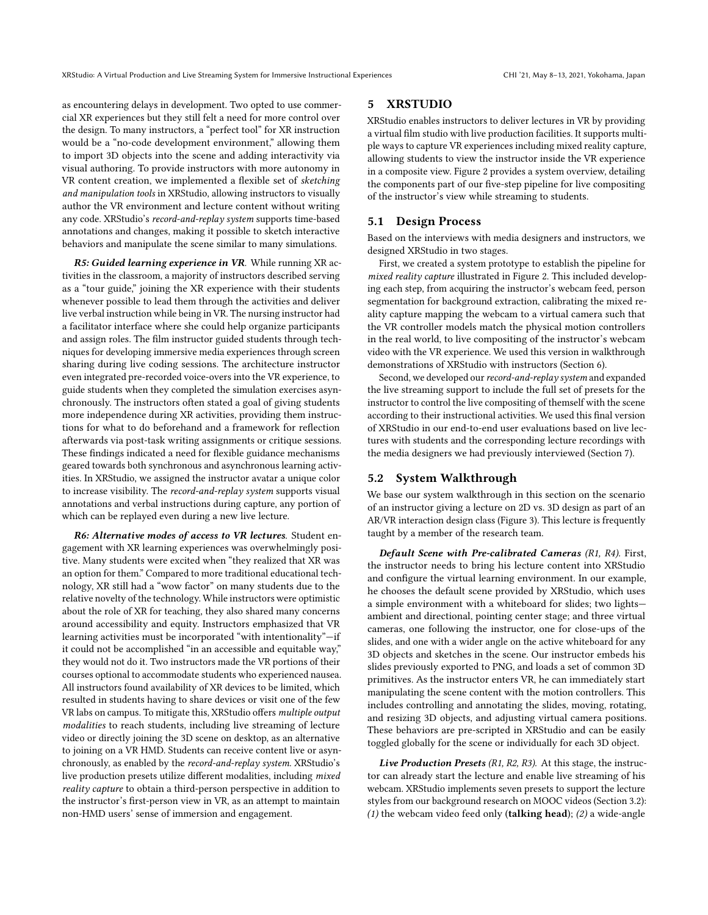as encountering delays in development. Two opted to use commercial XR experiences but they still felt a need for more control over the design. To many instructors, a "perfect tool" for XR instruction would be a "no-code development environment," allowing them to import 3D objects into the scene and adding interactivity via visual authoring. To provide instructors with more autonomy in VR content creation, we implemented a flexible set of *sketching and manipulation tools* in XRStudio, allowing instructors to visually author the VR environment and lecture content without writing any code. XRStudio's *record-and-replay system* supports time-based annotations and changes, making it possible to sketch interactive behaviors and manipulate the scene similar to many simulations.

***R5: Guided learning experience in VR*.** While running XR activities in the classroom, a majority of instructors described serving as a "tour guide," joining the XR experience with their students whenever possible to lead them through the activities and deliver live verbal instruction while being in VR. The nursing instructor had a facilitator interface where she could help organize participants and assign roles. The film instructor guided students through techniques for developing immersive media experiences through screen sharing during live coding sessions. The architecture instructor even integrated pre-recorded voice-overs into the VR experience, to guide students when they completed the simulation exercises asynchronously. The instructors often stated a goal of giving students more independence during XR activities, providing them instructions for what to do beforehand and a framework for reflection afterwards via post-task writing assignments or critique sessions. These findings indicated a need for flexible guidance mechanisms geared towards both synchronous and asynchronous learning activities. In XRStudio, we assigned the instructor avatar a unique color to increase visibility. The *record-and-replay system* supports visual annotations and verbal instructions during capture, any portion of which can be replayed even during a new live lecture.

***R6: Alternative modes of access to VR lectures*.** Student engagement with XR learning experiences was overwhelmingly positive. Many students were excited when "they realized that XR was an option for them." Compared to more traditional educational technology, XR still had a "wow factor" on many students due to the relative novelty of the technology. While instructors were optimistic about the role of XR for teaching, they also shared many concerns around accessibility and equity. Instructors emphasized that VR learning activities must be incorporated "with intentionality"—if it could not be accomplished "in an accessible and equitable way," they would not do it. Two instructors made the VR portions of their courses optional to accommodate students who experienced nausea. All instructors found availability of XR devices to be limited, which resulted in students having to share devices or visit one of the few VR labs on campus. To mitigate this, XRStudio offers *multiple output modalities* to reach students, including live streaming of lecture video or directly joining the 3D scene on desktop, as an alternative to joining on a VR HMD. Students can receive content live or asynchronously, as enabled by the *record-and-replay system*. XRStudio's live production presets utilize different modalities, including *mixed reality capture* to obtain a third-person perspective in addition to the instructor's first-person view in VR, as an attempt to maintain non-HMD users' sense of immersion and engagement.

# 5 XRSTUDIO

XRStudio enables instructors to deliver lectures in VR by providing a virtual film studio with live production facilities. It supports multiple ways to capture VR experiences including mixed reality capture, allowing students to view the instructor inside the VR experience in a composite view. Figure 2 provides a system overview, detailing the components part of our five-step pipeline for live compositing of the instructor's view while streaming to students.

## 5.1 Design Process

Based on the interviews with media designers and instructors, we designed XRStudio in two stages.

First, we created a system prototype to establish the pipeline for *mixed reality capture* illustrated in Figure 2. This included developing each step, from acquiring the instructor's webcam feed, person segmentation for background extraction, calibrating the mixed reality capture mapping the webcam to a virtual camera such that the VR controller models match the physical motion controllers in the real world, to live compositing of the instructor's webcam video with the VR experience. We used this version in walkthrough demonstrations of XRStudio with instructors (Section 6).

Second, we developed our *record-and-replay system* and expanded the live streaming support to include the full set of presets for the instructor to control the live compositing of themself with the scene according to their instructional activities. We used this final version of XRStudio in our end-to-end user evaluations based on live lectures with students and the corresponding lecture recordings with the media designers we had previously interviewed (Section 7).

## 5.2 System Walkthrough

We base our system walkthrough in this section on the scenario of an instructor giving a lecture on 2D vs. 3D design as part of an AR/VR interaction design class (Figure 3). This lecture is frequently taught by a member of the research team.

***Default Scene with Pre-calibrated Cameras*** *(R1, R4)*. First, the instructor needs to bring his lecture content into XRStudio and configure the virtual learning environment. In our example, he chooses the default scene provided by XRStudio, which uses a simple environment with a whiteboard for slides; two lights—ambient and directional, pointing center stage; and three virtual cameras, one following the instructor, one for close-ups of the slides, and one with a wider angle on the active whiteboard for any 3D objects and sketches in the scene. Our instructor embeds his slides previously exported to PNG, and loads a set of common 3D primitives. As the instructor enters VR, he can immediately start manipulating the scene content with the motion controllers. This includes controlling and annotating the slides, moving, rotating, and resizing 3D objects, and adjusting virtual camera positions. These behaviors are pre-scripted in XRStudio and can be easily toggled globally for the scene or individually for each 3D object.

***Live Production Presets*** *(R1, R2, R3)*. At this stage, the instructor can already start the lecture and enable live streaming of his webcam. XRStudio implements seven presets to support the lecture styles from our background research on MOOC videos (Section 3.2): *(1)* the webcam video feed only (**talking head**); *(2)* a wide-angle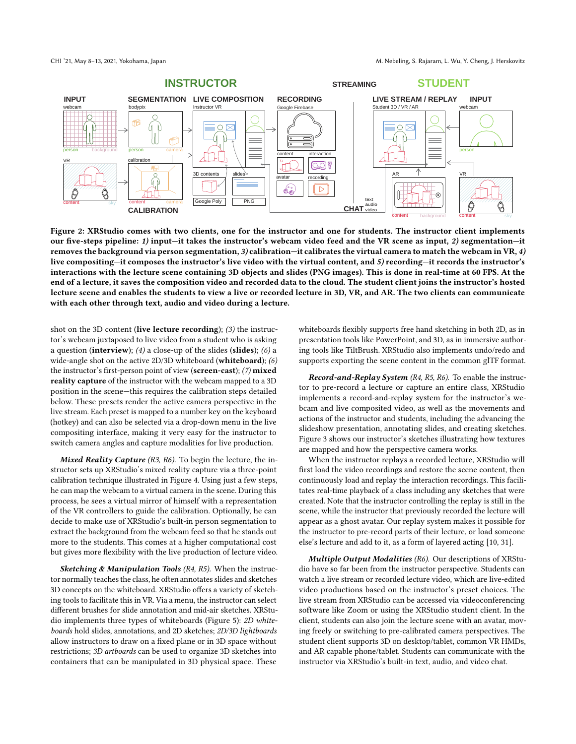**Figure 2: XRStudio comes with two clients, one for the instructor and one for students. The instructor client implements our five-steps pipeline: *1)* input—it takes the instructor's webcam video feed and the VR scene as input, *2)* segmentation—it removes the background via person segmentation, *3)* calibration—it calibrates the virtual camera to match the webcam in VR, *4)* live compositing—it composes the instructor's live video with the virtual content, and *5)* recording—it records the instructor's interactions with the lecture scene containing 3D objects and slides (PNG images). This is done in real-time at 60 FPS. At the end of a lecture, it saves the composition video and recorded data to the cloud. The student client joins the instructor's hosted lecture scene and enables the students to view a live or recorded lecture in 3D, VR, and AR. The two clients can communicate with each other through text, audio and video during a lecture.**

shot on the 3D content (**live lecture recording**); *(3)* the instructor's webcam juxtaposed to live video from a student who is asking a question (**interview**); *(4)* a close-up of the slides (**slides**); *(6)* a wide-angle shot on the active 2D/3D whiteboard (**whiteboard**); *(6)* the instructor's first-person point of view (**screen-cast**); *(7)* **mixed reality capture** of the instructor with the webcam mapped to a 3D position in the scene—this requires the calibration steps detailed below. These presets render the active camera perspective in the live stream. Each preset is mapped to a number key on the keyboard (hotkey) and can also be selected via a drop-down menu in the live compositing interface, making it very easy for the instructor to switch camera angles and capture modalities for live production.

***Mixed Reality Capture*** *(R3, R6).* To begin the lecture, the instructor sets up XRStudio's mixed reality capture via a three-point calibration technique illustrated in Figure 4. Using just a few steps, he can map the webcam to a virtual camera in the scene. During this process, he sees a virtual mirror of himself with a representation of the VR controllers to guide the calibration. Optionally, he can decide to make use of XRStudio's built-in person segmentation to extract the background from the webcam feed so that he stands out more to the students. This comes at a higher computational cost but gives more flexibility with the live production of lecture video.

***Sketching & Manipulation Tools*** *(R4, R5).* When the instructor normally teaches the class, he often annotates slides and sketches 3D concepts on the whiteboard. XRStudio offers a variety of sketching tools to facilitate this in VR. Via a menu, the instructor can select different brushes for slide annotation and mid-air sketches. XRStudio implements three types of whiteboards (Figure 5): *2D whiteboards* hold slides, annotations, and 2D sketches; *2D/3D lightboards* allow instructors to draw on a fixed plane or in 3D space without restrictions; *3D artboards* can be used to organize 3D sketches into containers that can be manipulated in 3D physical space. These whiteboards flexibly supports free hand sketching in both 2D, as in presentation tools like PowerPoint, and 3D, as in immersive authoring tools like TiltBrush. XRStudio also implements undo/redo and supports exporting the scene content in the common glTF format.

***Record-and-Replay System*** *(R4, R5, R6).* To enable the instructor to pre-record a lecture or capture an entire class, XRStudio implements a record-and-replay system for the instructor's webcam and live composited video, as well as the movements and actions of the instructor and students, including the advancing the slideshow presentation, annotating slides, and creating sketches. Figure 3 shows our instructor's sketches illustrating how textures are mapped and how the perspective camera works.

When the instructor replays a recorded lecture, XRStudio will first load the video recordings and restore the scene content, then continuously load and replay the interaction recordings. This facilitates real-time playback of a class including any sketches that were created. Note that the instructor controlling the replay is still in the scene, while the instructor that previously recorded the lecture will appear as a ghost avatar. Our replay system makes it possible for the instructor to pre-record parts of their lecture, or load someone else's lecture and add to it, as a form of layered acting [10, 31].

***Multiple Output Modalities*** *(R6).* Our descriptions of XRStudio have so far been from the instructor perspective. Students can watch a live stream or recorded lecture video, which are live-edited video productions based on the instructor's preset choices. The live stream from XRStudio can be accessed via videoconferencing software like Zoom or using the XRStudio student client. In the client, students can also join the lecture scene with an avatar, moving freely or switching to pre-calibrated camera perspectives. The student client supports 3D on desktop/tablet, common VR HMDs, and AR capable phone/tablet. Students can communicate with the instructor via XRStudio's built-in text, audio, and video chat.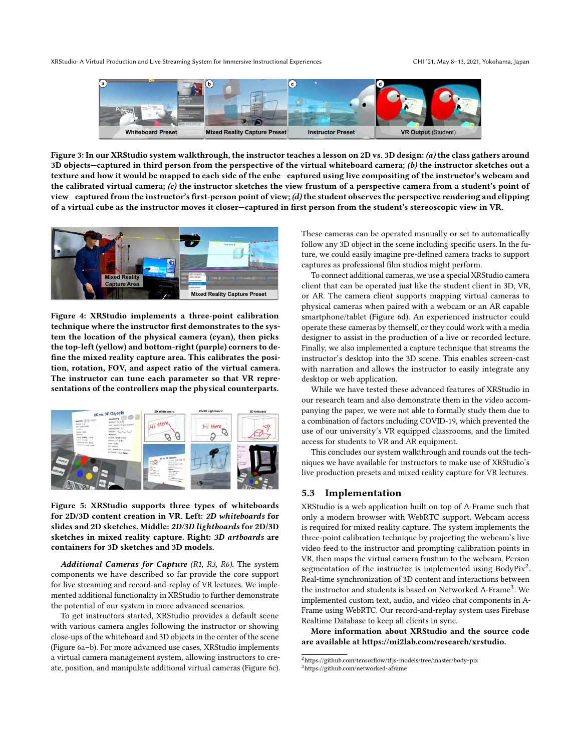**Figure 3: In our XRStudio system walkthrough, the instructor teaches a lesson on 2D vs. 3D design: *(a)* the class gathers around 3D objects—captured in third person from the perspective of the virtual whiteboard camera; *(b)* the instructor sketches out a texture and how it would be mapped to each side of the cube—captured using live compositing of the instructor's webcam and the calibrated virtual camera; *(c)* the instructor sketches the view frustum of a perspective camera from a student's point of view—captured from the instructor's first-person point of view; *(d)* the student observes the perspective rendering and clipping of a virtual cube as the instructor moves it closer—captured in first person from the student's stereoscopic view in VR.**

**Figure 4: XRStudio implements a three-point calibration technique where the instructor first demonstrates to the system the location of the physical camera (cyan), then picks the top-left (yellow) and bottom-right (purple) corners to define the mixed reality capture area. This calibrates the position, rotation, FOV, and aspect ratio of the virtual camera. The instructor can tune each parameter so that VR representations of the controllers map the physical counterparts.**

**Figure 5: XRStudio supports three types of whiteboards for 2D/3D content creation in VR. Left: *2D whiteboards* for slides and 2D sketches. Middle: *2D/3D lightboards* for 2D/3D sketches in mixed reality capture. Right: *3D artboards* are containers for 3D sketches and 3D models.**

***Additional Cameras for Capture** (R1, R3, R6).* The system components we have described so far provide the core support for live streaming and record-and-replay of VR lectures. We implemented additional functionality in XRStudio to further demonstrate the potential of our system in more advanced scenarios.

To get instructors started, XRStudio provides a default scene with various camera angles following the instructor or showing close-ups of the whiteboard and 3D objects in the center of the scene (Figure 6a–b). For more advanced use cases, XRStudio implements a virtual camera management system, allowing instructors to create, position, and manipulate additional virtual cameras (Figure 6c). These cameras can be operated manually or set to automatically follow any 3D object in the scene including specific users. In the future, we could easily imagine pre-defined camera tracks to support captures as professional film studios might perform.

To connect additional cameras, we use a special XRStudio camera client that can be operated just like the student client in 3D, VR, or AR. The camera client supports mapping virtual cameras to physical cameras when paired with a webcam or an AR capable smartphone/tablet (Figure 6d). An experienced instructor could operate these cameras by themself, or they could work with a media designer to assist in the production of a live or recorded lecture. Finally, we also implemented a capture technique that streams the instructor's desktop into the 3D scene. This enables screen-cast with narration and allows the instructor to easily integrate any desktop or web application.

While we have tested these advanced features of XRStudio in our research team and also demonstrate them in the video accompanying the paper, we were not able to formally study them due to a combination of factors including COVID-19, which prevented the use of our university's VR equipped classrooms, and the limited access for students to VR and AR equipment.

This concludes our system walkthrough and rounds out the techniques we have available for instructors to make use of XRStudio's live production presets and mixed reality capture for VR lectures.

## 5.3 Implementation

XRStudio is a web application built on top of A-Frame such that only a modern browser with WebRTC support. Webcam access is required for mixed reality capture. The system implements the three-point calibration technique by projecting the webcam's live video feed to the instructor and prompting calibration points in VR, then maps the virtual camera frustum to the webcam. Person segmentation of the instructor is implemented using BodyPix[2]. Real-time synchronization of 3D content and interactions between the instructor and students is based on Networked A-Frame[3]. We implemented custom text, audio, and video chat components in A-Frame using WebRTC. Our record-and-replay system uses Firebase Realtime Database to keep all clients in sync.

**More information about XRStudio and the source code are available at https://mi2lab.com/research/xrstudio.**

[2]https://github.com/tensorflow/tfjs-models/tree/master/body-pix
[3]https://github.com/networked-aframe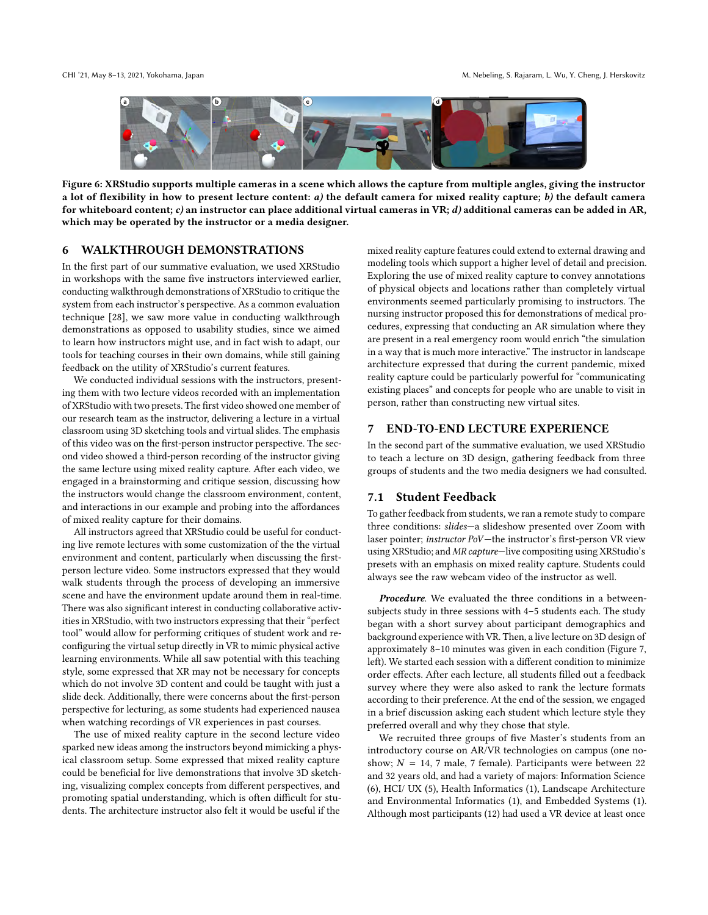Figure 6: XRStudio supports multiple cameras in a scene which allows the capture from multiple angles, giving the instructor a lot of flexibility in how to present lecture content: ***a)*** the default camera for mixed reality capture; ***b)*** the default camera for whiteboard content; ***c)*** an instructor can place additional virtual cameras in VR; ***d)*** additional cameras can be added in AR, which may be operated by the instructor or a media designer.

## 6 WALKTHROUGH DEMONSTRATIONS

In the first part of our summative evaluation, we used XRStudio in workshops with the same five instructors interviewed earlier, conducting walkthrough demonstrations of XRStudio to critique the system from each instructor's perspective. As a common evaluation technique [28], we saw more value in conducting walkthrough demonstrations as opposed to usability studies, since we aimed to learn how instructors might use, and in fact wish to adapt, our tools for teaching courses in their own domains, while still gaining feedback on the utility of XRStudio's current features.

We conducted individual sessions with the instructors, presenting them with two lecture videos recorded with an implementation of XRStudio with two presets. The first video showed one member of our research team as the instructor, delivering a lecture in a virtual classroom using 3D sketching tools and virtual slides. The emphasis of this video was on the first-person instructor perspective. The second video showed a third-person recording of the instructor giving the same lecture using mixed reality capture. After each video, we engaged in a brainstorming and critique session, discussing how the instructors would change the classroom environment, content, and interactions in our example and probing into the affordances of mixed reality capture for their domains.

All instructors agreed that XRStudio could be useful for conducting live remote lectures with some customization of the the virtual environment and content, particularly when discussing the first-person lecture video. Some instructors expressed that they would walk students through the process of developing an immersive scene and have the environment update around them in real-time. There was also significant interest in conducting collaborative activities in XRStudio, with two instructors expressing that their "perfect tool" would allow for performing critiques of student work and reconfiguring the virtual setup directly in VR to mimic physical active learning environments. While all saw potential with this teaching style, some expressed that XR may not be necessary for concepts which do not involve 3D content and could be taught with just a slide deck. Additionally, there were concerns about the first-person perspective for lecturing, as some students had experienced nausea when watching recordings of VR experiences in past courses.

The use of mixed reality capture in the second lecture video sparked new ideas among the instructors beyond mimicking a physical classroom setup. Some expressed that mixed reality capture could be beneficial for live demonstrations that involve 3D sketching, visualizing complex concepts from different perspectives, and promoting spatial understanding, which is often difficult for students. The architecture instructor also felt it would be useful if the mixed reality capture features could extend to external drawing and modeling tools which support a higher level of detail and precision. Exploring the use of mixed reality capture to convey annotations of physical objects and locations rather than completely virtual environments seemed particularly promising to instructors. The nursing instructor proposed this for demonstrations of medical procedures, expressing that conducting an AR simulation where they are present in a real emergency room would enrich "the simulation in a way that is much more interactive." The instructor in landscape architecture expressed that during the current pandemic, mixed reality capture could be particularly powerful for "communicating existing places" and concepts for people who are unable to visit in person, rather than constructing new virtual sites.

## 7 END-TO-END LECTURE EXPERIENCE

In the second part of the summative evaluation, we used XRStudio to teach a lecture on 3D design, gathering feedback from three groups of students and the two media designers we had consulted.

### 7.1 Student Feedback

To gather feedback from students, we ran a remote study to compare three conditions: *slides*—a slideshow presented over Zoom with laser pointer; *instructor PoV*—the instructor's first-person VR view using XRStudio; and *MR capture*—live compositing using XRStudio's presets with an emphasis on mixed reality capture. Students could always see the raw webcam video of the instructor as well.

***Procedure.*** We evaluated the three conditions in a between-subjects study in three sessions with 4–5 students each. The study began with a short survey about participant demographics and background experience with VR. Then, a live lecture on 3D design of approximately 8–10 minutes was given in each condition (Figure 7, left). We started each session with a different condition to minimize order effects. After each lecture, all students filled out a feedback survey where they were also asked to rank the lecture formats according to their preference. At the end of the session, we engaged in a brief discussion asking each student which lecture style they preferred overall and why they chose that style.

We recruited three groups of five Master's students from an introductory course on AR/VR technologies on campus (one no-show; $N = 14$, 7 male, 7 female). Participants were between 22 and 32 years old, and had a variety of majors: Information Science (6), HCI/ UX (5), Health Informatics (1), Landscape Architecture and Environmental Informatics (1), and Embedded Systems (1). Although most participants (12) had used a VR device at least once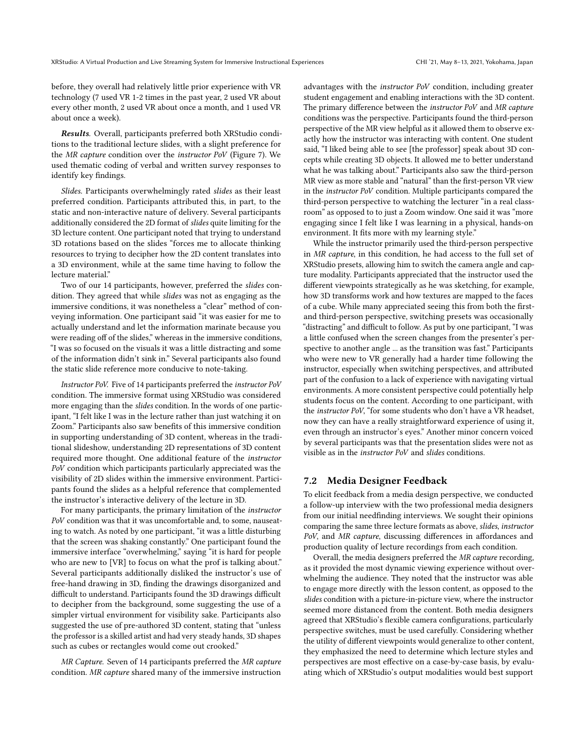before, they overall had relatively little prior experience with VR technology (7 used VR 1-2 times in the past year, 2 used VR about every other month, 2 used VR about once a month, and 1 used VR about once a week).

***Results.*** Overall, participants preferred both XRStudio conditions to the traditional lecture slides, with a slight preference for the *MR capture* condition over the *instructor PoV* (Figure 7). We used thematic coding of verbal and written survey responses to identify key findings.

*Slides.* Participants overwhelmingly rated *slides* as their least preferred condition. Participants attributed this, in part, to the static and non-interactive nature of delivery. Several participants additionally considered the 2D format of *slides* quite limiting for the 3D lecture content. One participant noted that trying to understand 3D rotations based on the slides "forces me to allocate thinking resources to trying to decipher how the 2D content translates into a 3D environment, while at the same time having to follow the lecture material."

Two of our 14 participants, however, preferred the *slides* condition. They agreed that while *slides* was not as engaging as the immersive conditions, it was nonetheless a "clear" method of conveying information. One participant said "it was easier for me to actually understand and let the information marinate because you were reading off of the slides," whereas in the immersive conditions, "I was so focused on the visuals it was a little distracting and some of the information didn't sink in." Several participants also found the static slide reference more conducive to note-taking.

*Instructor PoV.* Five of 14 participants preferred the *instructor PoV* condition. The immersive format using XRStudio was considered more engaging than the *slides* condition. In the words of one participant, "I felt like I was in the lecture rather than just watching it on Zoom." Participants also saw benefits of this immersive condition in supporting understanding of 3D content, whereas in the traditional slideshow, understanding 2D representations of 3D content required more thought. One additional feature of the *instructor PoV* condition which participants particularly appreciated was the visibility of 2D slides within the immersive environment. Participants found the slides as a helpful reference that complemented the instructor's interactive delivery of the lecture in 3D.

For many participants, the primary limitation of the *instructor PoV* condition was that it was uncomfortable and, to some, nauseating to watch. As noted by one participant, "it was a little disturbing that the screen was shaking constantly." One participant found the immersive interface "overwhelming," saying "it is hard for people who are new to [VR] to focus on what the prof is talking about." Several participants additionally disliked the instructor's use of free-hand drawing in 3D, finding the drawings disorganized and difficult to understand. Participants found the 3D drawings difficult to decipher from the background, some suggesting the use of a simpler virtual environment for visibility sake. Participants also suggested the use of pre-authored 3D content, stating that "unless the professor is a skilled artist and had very steady hands, 3D shapes such as cubes or rectangles would come out crooked."

*MR Capture.* Seven of 14 participants preferred the *MR capture* condition. *MR capture* shared many of the immersive instruction advantages with the *instructor PoV* condition, including greater student engagement and enabling interactions with the 3D content. The primary difference between the *instructor PoV* and *MR capture* conditions was the perspective. Participants found the third-person perspective of the MR view helpful as it allowed them to observe exactly how the instructor was interacting with content. One student said, "I liked being able to see [the professor] speak about 3D concepts while creating 3D objects. It allowed me to better understand what he was talking about." Participants also saw the third-person MR view as more stable and "natural" than the first-person VR view in the *instructor PoV* condition. Multiple participants compared the third-person perspective to watching the lecturer "in a real classroom" as opposed to to just a Zoom window. One said it was "more engaging since I felt like I was learning in a physical, hands-on environment. It fits more with my learning style."

While the instructor primarily used the third-person perspective in *MR capture*, in this condition, he had access to the full set of XRStudio presets, allowing him to switch the camera angle and capture modality. Participants appreciated that the instructor used the different viewpoints strategically as he was sketching, for example, how 3D transforms work and how textures are mapped to the faces of a cube. While many appreciated seeing this from both the first- and third-person perspective, switching presets was occasionally "distracting" and difficult to follow. As put by one participant, "I was a little confused when the screen changes from the presenter's perspective to another angle ... as the transition was fast." Participants who were new to VR generally had a harder time following the instructor, especially when switching perspectives, and attributed part of the confusion to a lack of experience with navigating virtual environments. A more consistent perspective could potentially help students focus on the content. According to one participant, with the *instructor PoV*, "for some students who don't have a VR headset, now they can have a really straightforward experience of using it, even through an instructor's eyes." Another minor concern voiced by several participants was that the presentation slides were not as visible as in the *instructor PoV* and *slides* conditions.

## 7.2 Media Designer Feedback

To elicit feedback from a media design perspective, we conducted a follow-up interview with the two professional media designers from our initial needfinding interviews. We sought their opinions comparing the same three lecture formats as above, *slides*, *instructor PoV*, and *MR capture*, discussing differences in affordances and production quality of lecture recordings from each condition.

Overall, the media designers preferred the *MR capture* recording, as it provided the most dynamic viewing experience without overwhelming the audience. They noted that the instructor was able to engage more directly with the lesson content, as opposed to the *slides* condition with a picture-in-picture view, where the instructor seemed more distanced from the content. Both media designers agreed that XRStudio's flexible camera configurations, particularly perspective switches, must be used carefully. Considering whether the utility of different viewpoints would generalize to other content, they emphasized the need to determine which lecture styles and perspectives are most effective on a case-by-case basis, by evaluating which of XRStudio's output modalities would best support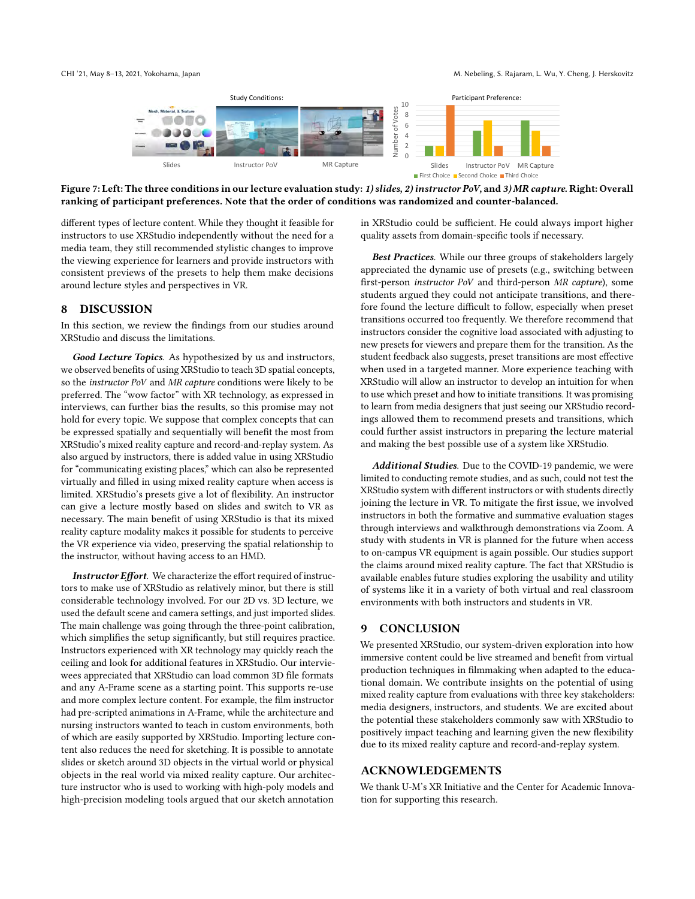Figure 7: Left: The three conditions in our lecture evaluation study: *1) slides, 2) instructor PoV*, and *3) MR capture*. Right: Overall ranking of participant preferences. Note that the order of conditions was randomized and counter-balanced.

different types of lecture content. While they thought it feasible for instructors to use XRStudio independently without the need for a media team, they still recommended stylistic changes to improve the viewing experience for learners and provide instructors with consistent previews of the presets to help them make decisions around lecture styles and perspectives in VR.

## 8 DISCUSSION

In this section, we review the findings from our studies around XRStudio and discuss the limitations.

***Good Lecture Topics.*** As hypothesized by us and instructors, we observed benefits of using XRStudio to teach 3D spatial concepts, so the *instructor PoV* and *MR capture* conditions were likely to be preferred. The "wow factor" with XR technology, as expressed in interviews, can further bias the results, so this promise may not hold for every topic. We suppose that complex concepts that can be expressed spatially and sequentially will benefit the most from XRStudio's mixed reality capture and record-and-replay system. As also argued by instructors, there is added value in using XRStudio for "communicating existing places," which can also be represented virtually and filled in using mixed reality capture when access is limited. XRStudio's presets give a lot of flexibility. An instructor can give a lecture mostly based on slides and switch to VR as necessary. The main benefit of using XRStudio is that its mixed reality capture modality makes it possible for students to perceive the VR experience via video, preserving the spatial relationship to the instructor, without having access to an HMD.

***Instructor Effort.*** We characterize the effort required of instructors to make use of XRStudio as relatively minor, but there is still considerable technology involved. For our 2D vs. 3D lecture, we used the default scene and camera settings, and just imported slides. The main challenge was going through the three-point calibration, which simplifies the setup significantly, but still requires practice. Instructors experienced with XR technology may quickly reach the ceiling and look for additional features in XRStudio. Our interviewees appreciated that XRStudio can load common 3D file formats and any A-Frame scene as a starting point. This supports re-use and more complex lecture content. For example, the film instructor had pre-scripted animations in A-Frame, while the architecture and nursing instructors wanted to teach in custom environments, both of which are easily supported by XRStudio. Importing lecture content also reduces the need for sketching. It is possible to annotate slides or sketch around 3D objects in the virtual world or physical objects in the real world via mixed reality capture. Our architecture instructor who is used to working with high-poly models and high-precision modeling tools argued that our sketch annotation in XRStudio could be sufficient. He could always import higher quality assets from domain-specific tools if necessary.

***Best Practices.*** While our three groups of stakeholders largely appreciated the dynamic use of presets (e.g., switching between first-person *instructor PoV* and third-person *MR capture*), some students argued they could not anticipate transitions, and therefore found the lecture difficult to follow, especially when preset transitions occurred too frequently. We therefore recommend that instructors consider the cognitive load associated with adjusting to new presets for viewers and prepare them for the transition. As the student feedback also suggests, preset transitions are most effective when used in a targeted manner. More experience teaching with XRStudio will allow an instructor to develop an intuition for when to use which preset and how to initiate transitions. It was promising to learn from media designers that just seeing our XRStudio recordings allowed them to recommend presets and transitions, which could further assist instructors in preparing the lecture material and making the best possible use of a system like XRStudio.

***Additional Studies.*** Due to the COVID-19 pandemic, we were limited to conducting remote studies, and as such, could not test the XRStudio system with different instructors or with students directly joining the lecture in VR. To mitigate the first issue, we involved instructors in both the formative and summative evaluation stages through interviews and walkthrough demonstrations via Zoom. A study with students in VR is planned for the future when access to on-campus VR equipment is again possible. Our studies support the claims around mixed reality capture. The fact that XRStudio is available enables future studies exploring the usability and utility of systems like it in a variety of both virtual and real classroom environments with both instructors and students in VR.

## 9 CONCLUSION

We presented XRStudio, our system-driven exploration into how immersive content could be live streamed and benefit from virtual production techniques in filmmaking when adapted to the educational domain. We contribute insights on the potential of using mixed reality capture from evaluations with three key stakeholders: media designers, instructors, and students. We are excited about the potential these stakeholders commonly saw with XRStudio to positively impact teaching and learning given the new flexibility due to its mixed reality capture and record-and-replay system.

## ACKNOWLEDGEMENTS

We thank U-M's XR Initiative and the Center for Academic Innovation for supporting this research.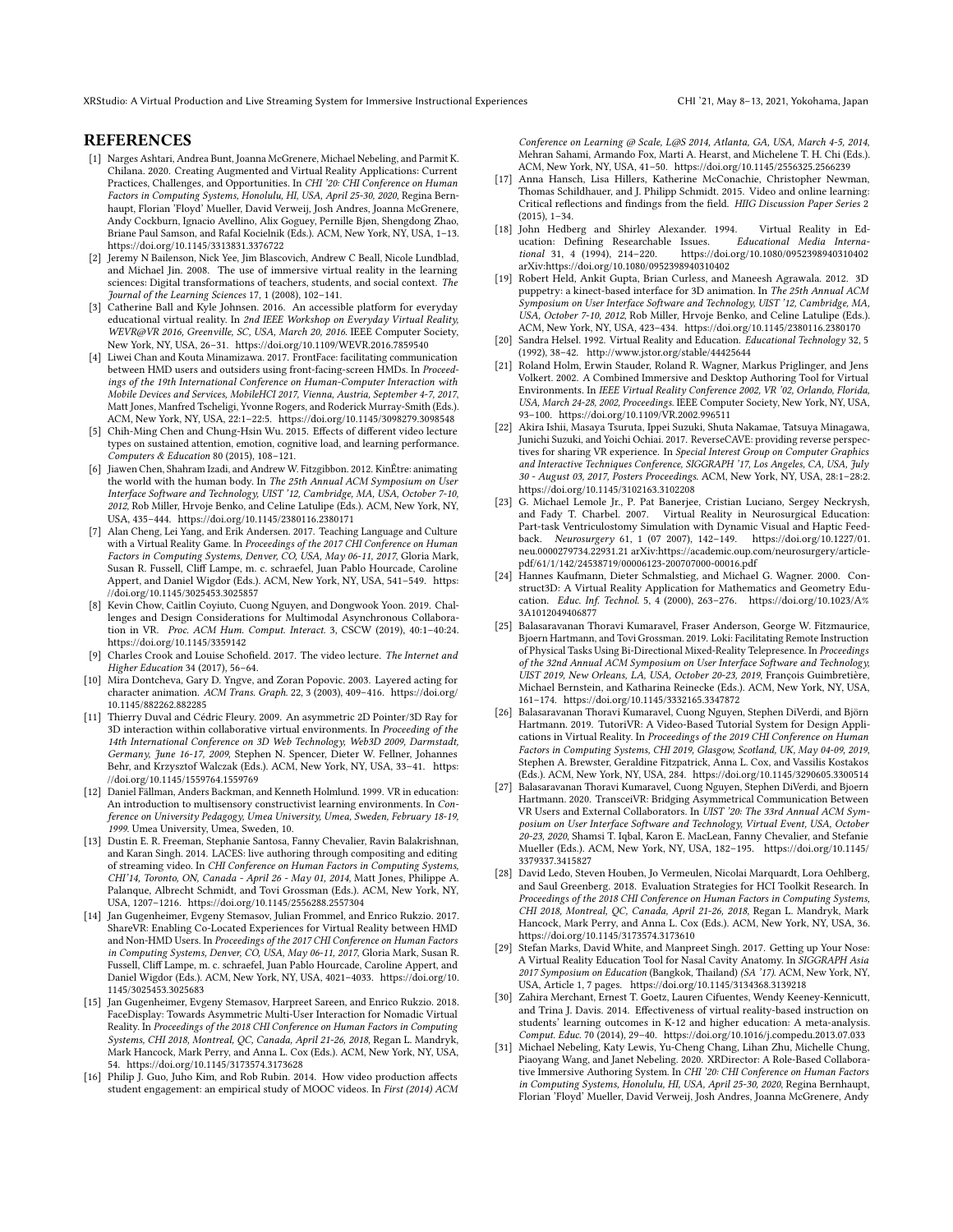# REFERENCES

[1] Narges Ashtari, Andrea Bunt, Joanna McGrenere, Michael Nebeling, and Parmit K. Chilana. 2020. Creating Augmented and Virtual Reality Applications: Current Practices, Challenges, and Opportunities. In *CHI '20: CHI Conference on Human Factors in Computing Systems, Honolulu, HI, USA, April 25-30, 2020*, Regina Bernhaupt, Florian 'Floyd' Mueller, David Verweij, Josh Andres, Joanna McGrenere, Andy Cockburn, Ignacio Avellino, Alix Goguey, Pernille Bjøn, Shengdong Zhao, Briane Paul Samson, and Rafal Kocielnik (Eds.). ACM, New York, NY, USA, 1–13. https://doi.org/10.1145/3313831.3376722

[2] Jeremy N Bailenson, Nick Yee, Jim Blascovich, Andrew C Beall, Nicole Lundblad, and Michael Jin. 2008. The use of immersive virtual reality in the learning sciences: Digital transformations of teachers, students, and social context. *The Journal of the Learning Sciences* 17, 1 (2008), 102–141.

[3] Catherine Ball and Kyle Johnsen. 2016. An accessible platform for everyday educational virtual reality. In *2nd IEEE Workshop on Everyday Virtual Reality, WEVR@VR 2016, Greenville, SC, USA, March 20, 2016*. IEEE Computer Society, New York, NY, USA, 26–31. https://doi.org/10.1109/WEVR.2016.7859540

[4] Liwei Chan and Kouta Minamizawa. 2017. FrontFace: facilitating communication between HMD users and outsiders using front-facing-screen HMDs. In *Proceedings of the 19th International Conference on Human-Computer Interaction with Mobile Devices and Services, MobileHCI 2017, Vienna, Austria, September 4-7, 2017*, Matt Jones, Manfred Tscheligi, Yvonne Rogers, and Roderick Murray-Smith (Eds.). ACM, New York, NY, USA, 22:1–22:5. https://doi.org/10.1145/3098279.3098548

[5] Chih-Ming Chen and Chung-Hsin Wu. 2015. Effects of different video lecture types on sustained attention, emotion, cognitive load, and learning performance. *Computers & Education* 80 (2015), 108–121.

[6] Jiawen Chen, Shahram Izadi, and Andrew W. Fitzgibbon. 2012. KinÊtre: animating the world with the human body. In *The 25th Annual ACM Symposium on User Interface Software and Technology, UIST '12, Cambridge, MA, USA, October 7-10, 2012*, Rob Miller, Hrvoje Benko, and Celine Latulipe (Eds.). ACM, New York, NY, USA, 435–444. https://doi.org/10.1145/2380116.2380171

[7] Alan Cheng, Lei Yang, and Erik Andersen. 2017. Teaching Language and Culture with a Virtual Reality Game. In *Proceedings of the 2017 CHI Conference on Human Factors in Computing Systems, Denver, CO, USA, May 06-11, 2017*, Gloria Mark, Susan R. Fussell, Cliff Lampe, m. c. schraefel, Juan Pablo Hourcade, Caroline Appert, and Daniel Wigdor (Eds.). ACM, New York, NY, USA, 541–549. https://doi.org/10.1145/3025453.3025857

[8] Kevin Chow, Caitlin Coyiuto, Cuong Nguyen, and Dongwook Yoon. 2019. Challenges and Design Considerations for Multimodal Asynchronous Collaboration in VR. *Proc. ACM Hum. Comput. Interact.* 3, CSCW (2019), 40:1–40:24. https://doi.org/10.1145/3359142

[9] Charles Crook and Louise Schofield. 2017. The video lecture. *The Internet and Higher Education* 34 (2017), 56–64.

[10] Mira Dontcheva, Gary D. Yngve, and Zoran Popovic. 2003. Layered acting for character animation. *ACM Trans. Graph.* 22, 3 (2003), 409–416. https://doi.org/10.1145/882262.882285

[11] Thierry Duval and Cédric Fleury. 2009. An asymmetric 2D Pointer/3D Ray for 3D interaction within collaborative virtual environments. In *Proceeding of the 14th International Conference on 3D Web Technology, Web3D 2009, Darmstadt, Germany, June 16-17, 2009*, Stephen N. Spencer, Dieter W. Fellner, Johannes Behr, and Krzysztof Walczak (Eds.). ACM, New York, NY, USA, 33–41. https://doi.org/10.1145/1559764.1559769

[12] Daniel Fällman, Anders Backman, and Kenneth Holmlund. 1999. VR in education: An introduction to multisensory constructivist learning environments. In *Conference on University Pedagogy, Umea University, Umea, Sweden, February 18-19, 1999*. Umea University, Umea, Sweden, 10.

[13] Dustin E. R. Freeman, Stephanie Santosa, Fanny Chevalier, Ravin Balakrishnan, and Karan Singh. 2014. LACES: live authoring through compositing and editing of streaming video. In *CHI Conference on Human Factors in Computing Systems, CHI'14, Toronto, ON, Canada - April 26 - May 01, 2014*, Matt Jones, Philippe A. Palanque, Albrecht Schmidt, and Tovi Grossman (Eds.). ACM, New York, NY, USA, 1207–1216. https://doi.org/10.1145/2556288.2557304

[14] Jan Gugenheimer, Evgeny Stemasov, Julian Frommel, and Enrico Rukzio. 2017. ShareVR: Enabling Co-Located Experiences for Virtual Reality between HMD and Non-HMD Users. In *Proceedings of the 2017 CHI Conference on Human Factors in Computing Systems, Denver, CO, USA, May 06-11, 2017*, Gloria Mark, Susan R. Fussell, Cliff Lampe, m. c. schraefel, Juan Pablo Hourcade, Caroline Appert, and Daniel Wigdor (Eds.). ACM, New York, NY, USA, 4021–4033. https://doi.org/10.1145/3025453.3025683

[15] Jan Gugenheimer, Evgeny Stemasov, Harpreet Sareen, and Enrico Rukzio. 2018. FaceDisplay: Towards Asymmetric Multi-User Interaction for Nomadic Virtual Reality. In *Proceedings of the 2018 CHI Conference on Human Factors in Computing Systems, CHI 2018, Montreal, QC, Canada, April 21-26, 2018*, Regan L. Mandryk, Mark Hancock, Mark Perry, and Anna L. Cox (Eds.). ACM, New York, NY, USA, 54. https://doi.org/10.1145/3173574.3173628

[16] Philip J. Guo, Juho Kim, and Rob Rubin. 2014. How video production affects student engagement: an empirical study of MOOC videos. In *First (2014) ACM Conference on Learning @ Scale, L@S 2014, Atlanta, GA, USA, March 4-5, 2014*, Mehran Sahami, Armando Fox, Marti A. Hearst, and Michelene T. H. Chi (Eds.). ACM, New York, NY, USA, 41–50. https://doi.org/10.1145/2556325.2566239

[17] Anna Hansch, Lisa Hillers, Katherine McConachie, Christopher Newman, Thomas Schildhauer, and J. Philipp Schmidt. 2015. Video and online learning: Critical reflections and findings from the field. *HIIG Discussion Paper Series* 2 (2015), 1–34.

[18] John Hedberg and Shirley Alexander. 1994. Virtual Reality in Education: Defining Researchable Issues. *Educational Media International* 31, 4 (1994), 214–220. https://doi.org/10.1080/0952398940310402 arXiv:https://doi.org/10.1080/0952398940310402

[19] Robert Held, Ankit Gupta, Brian Curless, and Maneesh Agrawala. 2012. 3D puppetry: a kinect-based interface for 3D animation. In *The 25th Annual ACM Symposium on User Interface Software and Technology, UIST '12, Cambridge, MA, USA, October 7-10, 2012*, Rob Miller, Hrvoje Benko, and Celine Latulipe (Eds.). ACM, New York, NY, USA, 423–434. https://doi.org/10.1145/2380116.2380170

[20] Sandra Helsel. 1992. Virtual Reality and Education. *Educational Technology* 32, 5 (1992), 38–42. http://www.jstor.org/stable/44425644

[21] Roland Holm, Erwin Stauder, Roland R. Wagner, Markus Priglinger, and Jens Volkert. 2002. A Combined Immersive and Desktop Authoring Tool for Virtual Environments. In *IEEE Virtual Reality Conference 2002, VR '02, Orlando, Florida, USA, March 24-28, 2002, Proceedings*. IEEE Computer Society, New York, NY, USA, 93–100. https://doi.org/10.1109/VR.2002.996511

[22] Akira Ishii, Masaya Tsuruta, Ippei Suzuki, Shuta Nakamae, Tatsuya Minagawa, Junichi Suzuki, and Yoichi Ochiai. 2017. ReverseCAVE: providing reverse perspectives for sharing VR experience. In *Special Interest Group on Computer Graphics and Interactive Techniques Conference, SIGGRAPH '17, Los Angeles, CA, USA, July 30 - August 03, 2017, Posters Proceedings*. ACM, New York, NY, USA, 28:1–28:2. https://doi.org/10.1145/3102163.3102208

[23] G. Michael Lemole Jr., P. Pat Banerjee, Cristian Luciano, Sergey Neckrysh, and Fady T. Charbel. 2007. Virtual Reality in Neurosurgical Education: Part-task Ventriculostomy Simulation with Dynamic Visual and Haptic Feedback. *Neurosurgery* 61, 1 (07 2007), 142–149. https://doi.org/10.1227/01.neu.0000279734.22931.21 arXiv:https://academic.oup.com/neurosurgery/article-pdf/61/1/142/24538719/00006123-200707000-00016.pdf

[24] Hannes Kaufmann, Dieter Schmalstieg, and Michael G. Wagner. 2000. Construct3D: A Virtual Reality Application for Mathematics and Geometry Education. *Educ. Inf. Technol.* 5, 4 (2000), 263–276. https://doi.org/10.1023/A%3A1012049406877

[25] Balasaravanan Thoravi Kumaravel, Fraser Anderson, George W. Fitzmaurice, Bjoern Hartmann, and Tovi Grossman. 2019. Loki: Facilitating Remote Instruction of Physical Tasks Using Bi-Directional Mixed-Reality Telepresence. In *Proceedings of the 32nd Annual ACM Symposium on User Interface Software and Technology, UIST 2019, New Orleans, LA, USA, October 20-23, 2019*, François Guimbretière, Michael Bernstein, and Katharina Reinecke (Eds.). ACM, New York, NY, USA, 161–174. https://doi.org/10.1145/3332165.3347872

[26] Balasaravanan Thoravi Kumaravel, Cuong Nguyen, Stephen DiVerdi, and Björn Hartmann. 2019. TutoriVR: A Video-Based Tutorial System for Design Applications in Virtual Reality. In *Proceedings of the 2019 CHI Conference on Human Factors in Computing Systems, CHI 2019, Glasgow, Scotland, UK, May 04-09, 2019*, Stephen A. Brewster, Geraldine Fitzpatrick, Anna L. Cox, and Vassilis Kostakos (Eds.). ACM, New York, NY, USA, 284. https://doi.org/10.1145/3290605.3300514

[27] Balasaravanan Thoravi Kumaravel, Cuong Nguyen, Stephen DiVerdi, and Bjoern Hartmann. 2020. TransceiVR: Bridging Asymmetrical Communication Between VR Users and External Collaborators. In *UIST '20: The 33rd Annual ACM Symposium on User Interface Software and Technology, Virtual Event, USA, October 20-23, 2020*, Shamsi T. Iqbal, Karon E. MacLean, Fanny Chevalier, and Stefanie Mueller (Eds.). ACM, New York, NY, USA, 182–195. https://doi.org/10.1145/3379337.3415827

[28] David Ledo, Steven Houben, Jo Vermeulen, Nicolai Marquardt, Lora Oehlberg, and Saul Greenberg. 2018. Evaluation Strategies for HCI Toolkit Research. In *Proceedings of the 2018 CHI Conference on Human Factors in Computing Systems, CHI 2018, Montreal, QC, Canada, April 21-26, 2018*, Regan L. Mandryk, Mark Hancock, Mark Perry, and Anna L. Cox (Eds.). ACM, New York, NY, USA, 36. https://doi.org/10.1145/3173574.3173610

[29] Stefan Marks, David White, and Manpreet Singh. 2017. Getting up Your Nose: A Virtual Reality Education Tool for Nasal Cavity Anatomy. In *SIGGRAPH Asia 2017 Symposium on Education* (Bangkok, Thailand) *(SA '17)*. ACM, New York, NY, USA, Article 1, 7 pages. https://doi.org/10.1145/3134368.3139218

[30] Zahira Merchant, Ernest T. Goetz, Lauren Cifuentes, Wendy Keeney-Kennicutt, and Trina J. Davis. 2014. Effectiveness of virtual reality-based instruction on students' learning outcomes in K-12 and higher education: A meta-analysis. *Comput. Educ.* 70 (2014), 29–40. https://doi.org/10.1016/j.compedu.2013.07.033

[31] Michael Nebeling, Katy Lewis, Yu-Cheng Chang, Lihan Zhu, Michelle Chung, Piaoyang Wang, and Janet Nebeling. 2020. XRDirector: A Role-Based Collaborative Immersive Authoring System. In *CHI '20: CHI Conference on Human Factors in Computing Systems, Honolulu, HI, USA, April 25-30, 2020*, Regina Bernhaupt, Florian 'Floyd' Mueller, David Verweij, Josh Andres, Joanna McGrenere, Andy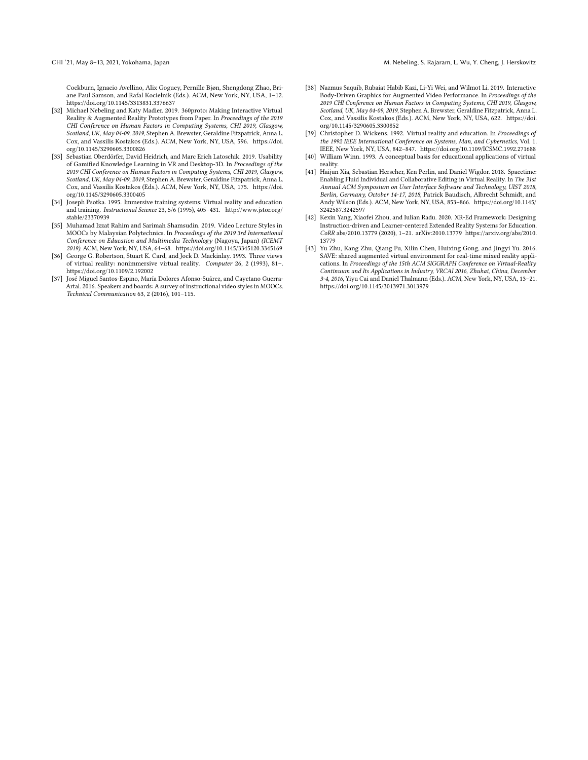Cockburn, Ignacio Avellino, Alix Goguey, Pernille Bjøn, Shengdong Zhao, Briane Paul Samson, and Rafal Kocielnik (Eds.). ACM, New York, NY, USA, 1–12. https://doi.org/10.1145/3313831.3376637

[32] Michael Nebeling and Katy Madier. 2019. 360proto: Making Interactive Virtual Reality & Augmented Reality Prototypes from Paper. In *Proceedings of the 2019 CHI Conference on Human Factors in Computing Systems, CHI 2019, Glasgow, Scotland, UK, May 04-09, 2019*, Stephen A. Brewster, Geraldine Fitzpatrick, Anna L. Cox, and Vassilis Kostakos (Eds.). ACM, New York, NY, USA, 596. https://doi.org/10.1145/3290605.3300826

[33] Sebastian Oberdörfer, David Heidrich, and Marc Erich Latoschik. 2019. Usability of Gamified Knowledge Learning in VR and Desktop-3D. In *Proceedings of the 2019 CHI Conference on Human Factors in Computing Systems, CHI 2019, Glasgow, Scotland, UK, May 04-09, 2019*, Stephen A. Brewster, Geraldine Fitzpatrick, Anna L. Cox, and Vassilis Kostakos (Eds.). ACM, New York, NY, USA, 175. https://doi.org/10.1145/3290605.3300405

[34] Joseph Psotka. 1995. Immersive training systems: Virtual reality and education and training. *Instructional Science* 23, 5/6 (1995), 405–431. http://www.jstor.org/stable/23370939

[35] Muhamad Izzat Rahim and Sarimah Shamsudin. 2019. Video Lecture Styles in MOOCs by Malaysian Polytechnics. In *Proceedings of the 2019 3rd International Conference on Education and Multimedia Technology* (Nagoya, Japan) *(ICEMT 2019)*. ACM, New York, NY, USA, 64–68. https://doi.org/10.1145/3345120.3345169

[36] George G. Robertson, Stuart K. Card, and Jock D. Mackinlay. 1993. Three views of virtual reality: nonimmersive virtual reality. *Computer* 26, 2 (1993), 81–. https://doi.org/10.1109/2.192002

[37] José Miguel Santos-Espino, María Dolores Afonso-Suárez, and Cayetano Guerra-Artal. 2016. Speakers and boards: A survey of instructional video styles in MOOCs. *Technical Communication* 63, 2 (2016), 101–115.

[38] Nazmus Saquib, Rubaiat Habib Kazi, Li-Yi Wei, and Wilmot Li. 2019. Interactive Body-Driven Graphics for Augmented Video Performance. In *Proceedings of the 2019 CHI Conference on Human Factors in Computing Systems, CHI 2019, Glasgow, Scotland, UK, May 04-09, 2019*, Stephen A. Brewster, Geraldine Fitzpatrick, Anna L. Cox, and Vassilis Kostakos (Eds.). ACM, New York, NY, USA, 622. https://doi.org/10.1145/3290605.3300852

[39] Christopher D. Wickens. 1992. Virtual reality and education. In *Proceedings of the 1992 IEEE International Conference on Systems, Man, and Cybernetics*, Vol. 1. IEEE, New York, NY, USA, 842–847. https://doi.org/10.1109/ICSMC.1992.271688

[40] William Winn. 1993. A conceptual basis for educational applications of virtual reality.

[41] Haijun Xia, Sebastian Herscher, Ken Perlin, and Daniel Wigdor. 2018. Spacetime: Enabling Fluid Individual and Collaborative Editing in Virtual Reality. In *The 31st Annual ACM Symposium on User Interface Software and Technology, UIST 2018, Berlin, Germany, October 14-17, 2018*, Patrick Baudisch, Albrecht Schmidt, and Andy Wilson (Eds.). ACM, New York, NY, USA, 853–866. https://doi.org/10.1145/3242587.3242597

[42] Kexin Yang, Xiaofei Zhou, and Iulian Radu. 2020. XR-Ed Framework: Designing Instruction-driven and Learner-centered Extended Reality Systems for Education. *CoRR* abs/2010.13779 (2020), 1–21. arXiv:2010.13779 https://arxiv.org/abs/2010.13779

[43] Yu Zhu, Kang Zhu, Qiang Fu, Xilin Chen, Huixing Gong, and Jingyi Yu. 2016. SAVE: shared augmented virtual environment for real-time mixed reality applications. In *Proceedings of the 15th ACM SIGGRAPH Conference on Virtual-Reality Continuum and Its Applications in Industry, VRCAI 2016, Zhuhai, China, December 3-4, 2016*, Yiyu Cai and Daniel Thalmann (Eds.). ACM, New York, NY, USA, 13–21. https://doi.org/10.1145/3013971.3013979